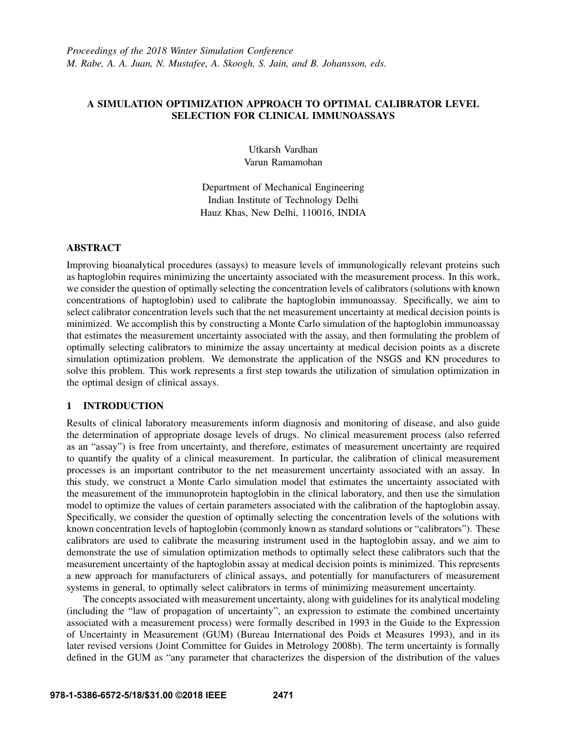# A SIMULATION OPTIMIZATION APPROACH TO OPTIMAL CALIBRATOR LEVEL SELECTION FOR CLINICAL IMMUNOASSAYS

Utkarsh Vardhan
Varun Ramamohan

Department of Mechanical Engineering
Indian Institute of Technology Delhi
Hauz Khas, New Delhi, 110016, INDIA

## ABSTRACT

Improving bioanalytical procedures (assays) to measure levels of immunologically relevant proteins such as haptoglobin requires minimizing the uncertainty associated with the measurement process. In this work, we consider the question of optimally selecting the concentration levels of calibrators (solutions with known concentrations of haptoglobin) used to calibrate the haptoglobin immunoassay. Specifically, we aim to select calibrator concentration levels such that the net measurement uncertainty at medical decision points is minimized. We accomplish this by constructing a Monte Carlo simulation of the haptoglobin immunoassay that estimates the measurement uncertainty associated with the assay, and then formulating the problem of optimally selecting calibrators to minimize the assay uncertainty at medical decision points as a discrete simulation optimization problem. We demonstrate the application of the NSGS and KN procedures to solve this problem. This work represents a first step towards the utilization of simulation optimization in the optimal design of clinical assays.

## 1 INTRODUCTION

Results of clinical laboratory measurements inform diagnosis and monitoring of disease, and also guide the determination of appropriate dosage levels of drugs. No clinical measurement process (also referred as an "assay") is free from uncertainty, and therefore, estimates of measurement uncertainty are required to quantify the quality of a clinical measurement. In particular, the calibration of clinical measurement processes is an important contributor to the net measurement uncertainty associated with an assay. In this study, we construct a Monte Carlo simulation model that estimates the uncertainty associated with the measurement of the immunoprotein haptoglobin in the clinical laboratory, and then use the simulation model to optimize the values of certain parameters associated with the calibration of the haptoglobin assay. Specifically, we consider the question of optimally selecting the concentration levels of the solutions with known concentration levels of haptoglobin (commonly known as standard solutions or "calibrators"). These calibrators are used to calibrate the measuring instrument used in the haptoglobin assay, and we aim to demonstrate the use of simulation optimization methods to optimally select these calibrators such that the measurement uncertainty of the haptoglobin assay at medical decision points is minimized. This represents a new approach for manufacturers of clinical assays, and potentially for manufacturers of measurement systems in general, to optimally select calibrators in terms of minimizing measurement uncertainty.

The concepts associated with measurement uncertainty, along with guidelines for its analytical modeling (including the "law of propagation of uncertainty", an expression to estimate the combined uncertainty associated with a measurement process) were formally described in 1993 in the Guide to the Expression of Uncertainty in Measurement (GUM) (Bureau International des Poids et Measures 1993), and in its later revised versions (Joint Committee for Guides in Metrology 2008b). The term uncertainty is formally defined in the GUM as "any parameter that characterizes the dispersion of the distribution of the values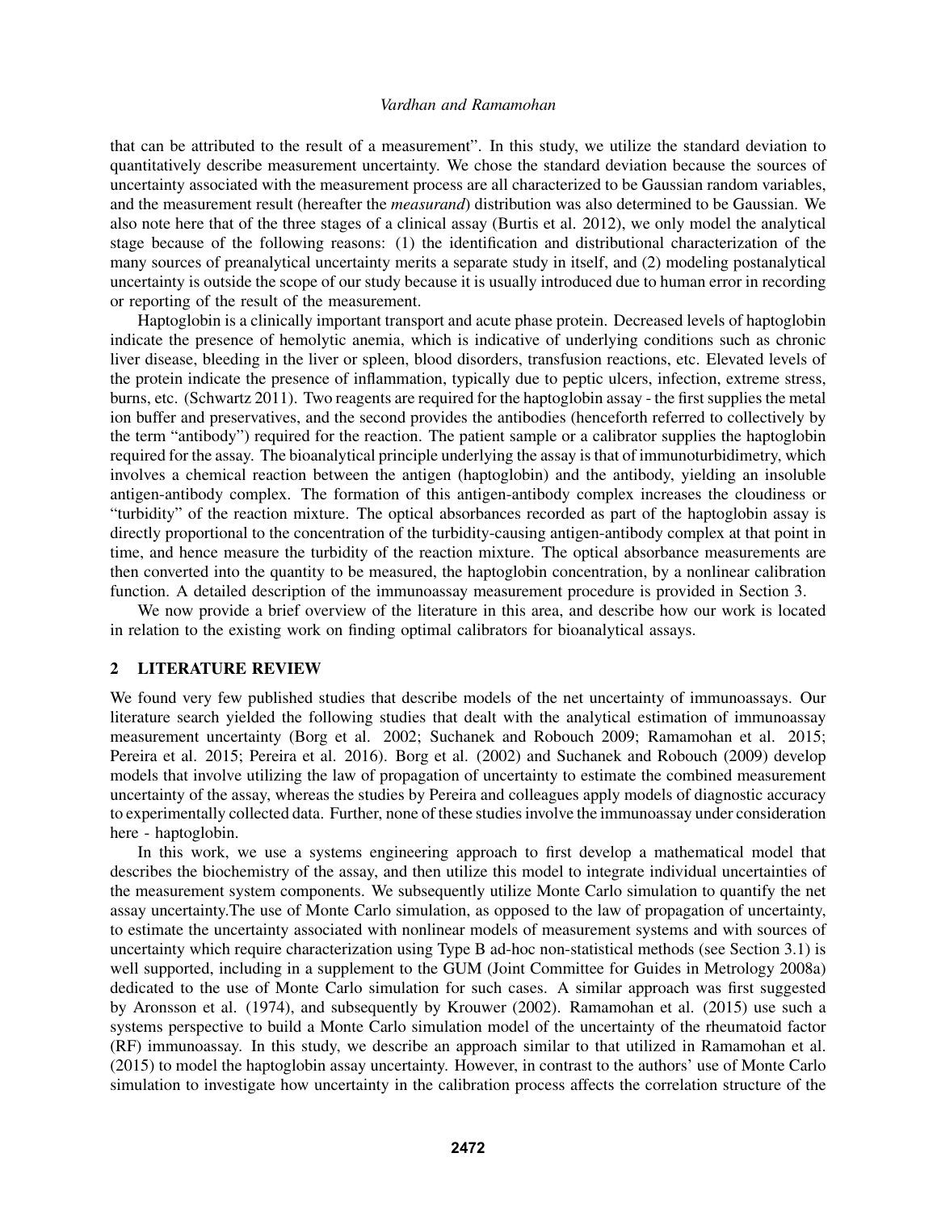that can be attributed to the result of a measurement". In this study, we utilize the standard deviation to quantitatively describe measurement uncertainty. We chose the standard deviation because the sources of uncertainty associated with the measurement process are all characterized to be Gaussian random variables, and the measurement result (hereafter the *measurand*) distribution was also determined to be Gaussian. We also note here that of the three stages of a clinical assay (Burtis et al. 2012), we only model the analytical stage because of the following reasons: (1) the identification and distributional characterization of the many sources of preanalytical uncertainty merits a separate study in itself, and (2) modeling postanalytical uncertainty is outside the scope of our study because it is usually introduced due to human error in recording or reporting of the result of the measurement.

Haptoglobin is a clinically important transport and acute phase protein. Decreased levels of haptoglobin indicate the presence of hemolytic anemia, which is indicative of underlying conditions such as chronic liver disease, bleeding in the liver or spleen, blood disorders, transfusion reactions, etc. Elevated levels of the protein indicate the presence of inflammation, typically due to peptic ulcers, infection, extreme stress, burns, etc. (Schwartz 2011). Two reagents are required for the haptoglobin assay - the first supplies the metal ion buffer and preservatives, and the second provides the antibodies (henceforth referred to collectively by the term "antibody") required for the reaction. The patient sample or a calibrator supplies the haptoglobin required for the assay. The bioanalytical principle underlying the assay is that of immunoturbidimetry, which involves a chemical reaction between the antigen (haptoglobin) and the antibody, yielding an insoluble antigen-antibody complex. The formation of this antigen-antibody complex increases the cloudiness or "turbidity" of the reaction mixture. The optical absorbances recorded as part of the haptoglobin assay is directly proportional to the concentration of the turbidity-causing antigen-antibody complex at that point in time, and hence measure the turbidity of the reaction mixture. The optical absorbance measurements are then converted into the quantity to be measured, the haptoglobin concentration, by a nonlinear calibration function. A detailed description of the immunoassay measurement procedure is provided in Section 3.

We now provide a brief overview of the literature in this area, and describe how our work is located in relation to the existing work on finding optimal calibrators for bioanalytical assays.

## 2 LITERATURE REVIEW

We found very few published studies that describe models of the net uncertainty of immunoassays. Our literature search yielded the following studies that dealt with the analytical estimation of immunoassay measurement uncertainty (Borg et al. 2002; Suchanek and Robouch 2009; Ramamohan et al. 2015; Pereira et al. 2015; Pereira et al. 2016). Borg et al. (2002) and Suchanek and Robouch (2009) develop models that involve utilizing the law of propagation of uncertainty to estimate the combined measurement uncertainty of the assay, whereas the studies by Pereira and colleagues apply models of diagnostic accuracy to experimentally collected data. Further, none of these studies involve the immunoassay under consideration here - haptoglobin.

In this work, we use a systems engineering approach to first develop a mathematical model that describes the biochemistry of the assay, and then utilize this model to integrate individual uncertainties of the measurement system components. We subsequently utilize Monte Carlo simulation to quantify the net assay uncertainty.The use of Monte Carlo simulation, as opposed to the law of propagation of uncertainty, to estimate the uncertainty associated with nonlinear models of measurement systems and with sources of uncertainty which require characterization using Type B ad-hoc non-statistical methods (see Section 3.1) is well supported, including in a supplement to the GUM (Joint Committee for Guides in Metrology 2008a) dedicated to the use of Monte Carlo simulation for such cases. A similar approach was first suggested by Aronsson et al. (1974), and subsequently by Krouwer (2002). Ramamohan et al. (2015) use such a systems perspective to build a Monte Carlo simulation model of the uncertainty of the rheumatoid factor (RF) immunoassay. In this study, we describe an approach similar to that utilized in Ramamohan et al. (2015) to model the haptoglobin assay uncertainty. However, in contrast to the authors' use of Monte Carlo simulation to investigate how uncertainty in the calibration process affects the correlation structure of the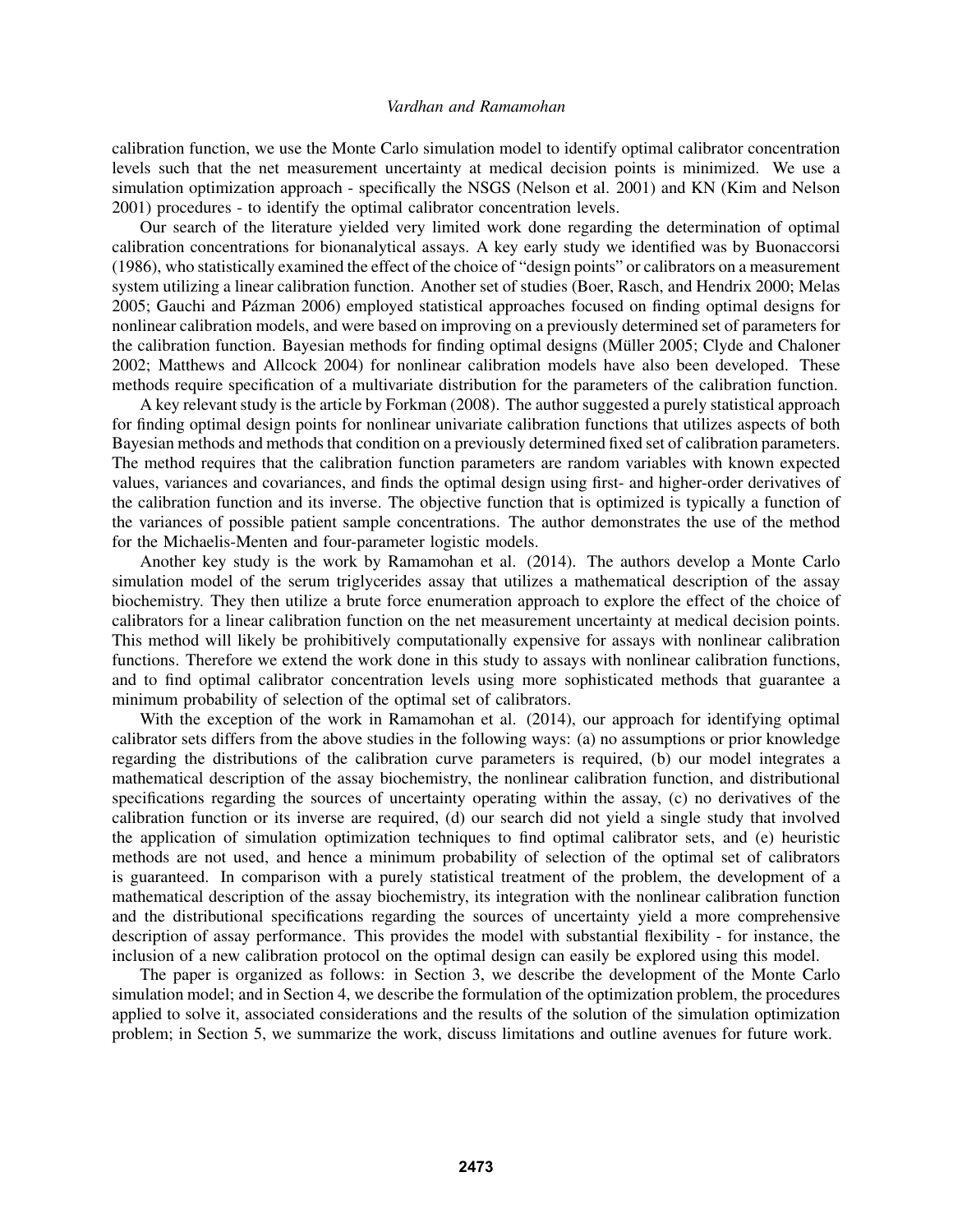calibration function, we use the Monte Carlo simulation model to identify optimal calibrator concentration levels such that the net measurement uncertainty at medical decision points is minimized. We use a simulation optimization approach - specifically the NSGS (Nelson et al. 2001) and KN (Kim and Nelson 2001) procedures - to identify the optimal calibrator concentration levels.

Our search of the literature yielded very limited work done regarding the determination of optimal calibration concentrations for bionanalytical assays. A key early study we identified was by Buonaccorsi (1986), who statistically examined the effect of the choice of "design points" or calibrators on a measurement system utilizing a linear calibration function. Another set of studies (Boer, Rasch, and Hendrix 2000; Melas 2005; Gauchi and Pázman 2006) employed statistical approaches focused on finding optimal designs for nonlinear calibration models, and were based on improving on a previously determined set of parameters for the calibration function. Bayesian methods for finding optimal designs (Müller 2005; Clyde and Chaloner 2002; Matthews and Allcock 2004) for nonlinear calibration models have also been developed. These methods require specification of a multivariate distribution for the parameters of the calibration function.

A key relevant study is the article by Forkman (2008). The author suggested a purely statistical approach for finding optimal design points for nonlinear univariate calibration functions that utilizes aspects of both Bayesian methods and methods that condition on a previously determined fixed set of calibration parameters. The method requires that the calibration function parameters are random variables with known expected values, variances and covariances, and finds the optimal design using first- and higher-order derivatives of the calibration function and its inverse. The objective function that is optimized is typically a function of the variances of possible patient sample concentrations. The author demonstrates the use of the method for the Michaelis-Menten and four-parameter logistic models.

Another key study is the work by Ramamohan et al. (2014). The authors develop a Monte Carlo simulation model of the serum triglycerides assay that utilizes a mathematical description of the assay biochemistry. They then utilize a brute force enumeration approach to explore the effect of the choice of calibrators for a linear calibration function on the net measurement uncertainty at medical decision points. This method will likely be prohibitively computationally expensive for assays with nonlinear calibration functions. Therefore we extend the work done in this study to assays with nonlinear calibration functions, and to find optimal calibrator concentration levels using more sophisticated methods that guarantee a minimum probability of selection of the optimal set of calibrators.

With the exception of the work in Ramamohan et al. (2014), our approach for identifying optimal calibrator sets differs from the above studies in the following ways: (a) no assumptions or prior knowledge regarding the distributions of the calibration curve parameters is required, (b) our model integrates a mathematical description of the assay biochemistry, the nonlinear calibration function, and distributional specifications regarding the sources of uncertainty operating within the assay, (c) no derivatives of the calibration function or its inverse are required, (d) our search did not yield a single study that involved the application of simulation optimization techniques to find optimal calibrator sets, and (e) heuristic methods are not used, and hence a minimum probability of selection of the optimal set of calibrators is guaranteed. In comparison with a purely statistical treatment of the problem, the development of a mathematical description of the assay biochemistry, its integration with the nonlinear calibration function and the distributional specifications regarding the sources of uncertainty yield a more comprehensive description of assay performance. This provides the model with substantial flexibility - for instance, the inclusion of a new calibration protocol on the optimal design can easily be explored using this model.

The paper is organized as follows: in Section 3, we describe the development of the Monte Carlo simulation model; and in Section 4, we describe the formulation of the optimization problem, the procedures applied to solve it, associated considerations and the results of the solution of the simulation optimization problem; in Section 5, we summarize the work, discuss limitations and outline avenues for future work.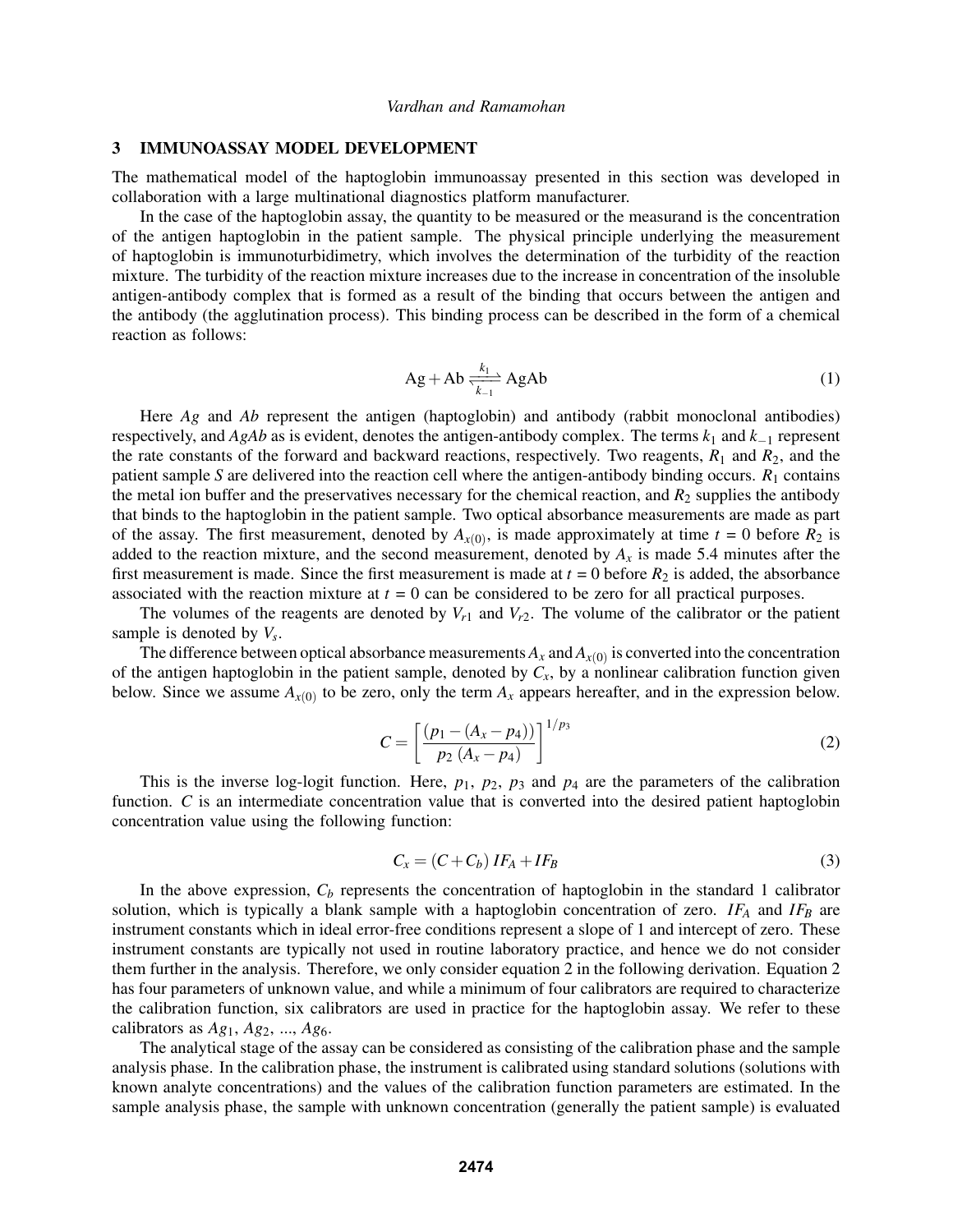## 3 IMMUNOASSAY MODEL DEVELOPMENT

The mathematical model of the haptoglobin immunoassay presented in this section was developed in collaboration with a large multinational diagnostics platform manufacturer.

In the case of the haptoglobin assay, the quantity to be measured or the measurand is the concentration of the antigen haptoglobin in the patient sample. The physical principle underlying the measurement of haptoglobin is immunoturbidimetry, which involves the determination of the turbidity of the reaction mixture. The turbidity of the reaction mixture increases due to the increase in concentration of the insoluble antigen-antibody complex that is formed as a result of the binding that occurs between the antigen and the antibody (the agglutination process). This binding process can be described in the form of a chemical reaction as follows:

$$\mathrm{Ag} + \mathrm{Ab} \underset{k_{-1}}{\overset{k_1}{\rightleftharpoons}} \mathrm{AgAb} \tag{1}$$

Here *Ag* and *Ab* represent the antigen (haptoglobin) and antibody (rabbit monoclonal antibodies) respectively, and *AgAb* as is evident, denotes the antigen-antibody complex. The terms $k_1$ and $k_{-1}$ represent the rate constants of the forward and backward reactions, respectively. Two reagents, $R_1$ and $R_2$, and the patient sample $S$ are delivered into the reaction cell where the antigen-antibody binding occurs. $R_1$ contains the metal ion buffer and the preservatives necessary for the chemical reaction, and $R_2$ supplies the antibody that binds to the haptoglobin in the patient sample. Two optical absorbance measurements are made as part of the assay. The first measurement, denoted by $A_{x(0)}$, is made approximately at time $t$ = 0 before $R_2$ is added to the reaction mixture, and the second measurement, denoted by $A_x$ is made 5.4 minutes after the first measurement is made. Since the first measurement is made at $t$ = 0 before $R_2$ is added, the absorbance associated with the reaction mixture at $t$ = 0 can be considered to be zero for all practical purposes.

The volumes of the reagents are denoted by $V_{r1}$ and $V_{r2}$. The volume of the calibrator or the patient sample is denoted by $V_s$.

The difference between optical absorbance measurements $A_x$ and $A_{x(0)}$ is converted into the concentration of the antigen haptoglobin in the patient sample, denoted by $C_x$, by a nonlinear calibration function given below. Since we assume $A_{x(0)}$ to be zero, only the term $A_x$ appears hereafter, and in the expression below.

$$C = \left[ \frac{(p_1 - (A_x - p_4))}{p_2\,(A_x - p_4)} \right]^{1/p_3} \tag{2}$$

This is the inverse log-logit function. Here, $p_1$, $p_2$, $p_3$ and $p_4$ are the parameters of the calibration function. $C$ is an intermediate concentration value that is converted into the desired patient haptoglobin concentration value using the following function:

$$C_x = (C + C_b)\,IF_A + IF_B \tag{3}$$

In the above expression, $C_b$ represents the concentration of haptoglobin in the standard 1 calibrator solution, which is typically a blank sample with a haptoglobin concentration of zero. $IF_A$ and $IF_B$ are instrument constants which in ideal error-free conditions represent a slope of 1 and intercept of zero. These instrument constants are typically not used in routine laboratory practice, and hence we do not consider them further in the analysis. Therefore, we only consider equation 2 in the following derivation. Equation 2 has four parameters of unknown value, and while a minimum of four calibrators are required to characterize the calibration function, six calibrators are used in practice for the haptoglobin assay. We refer to these calibrators as $Ag_1$, $Ag_2$, ..., $Ag_6$.

The analytical stage of the assay can be considered as consisting of the calibration phase and the sample analysis phase. In the calibration phase, the instrument is calibrated using standard solutions (solutions with known analyte concentrations) and the values of the calibration function parameters are estimated. In the sample analysis phase, the sample with unknown concentration (generally the patient sample) is evaluated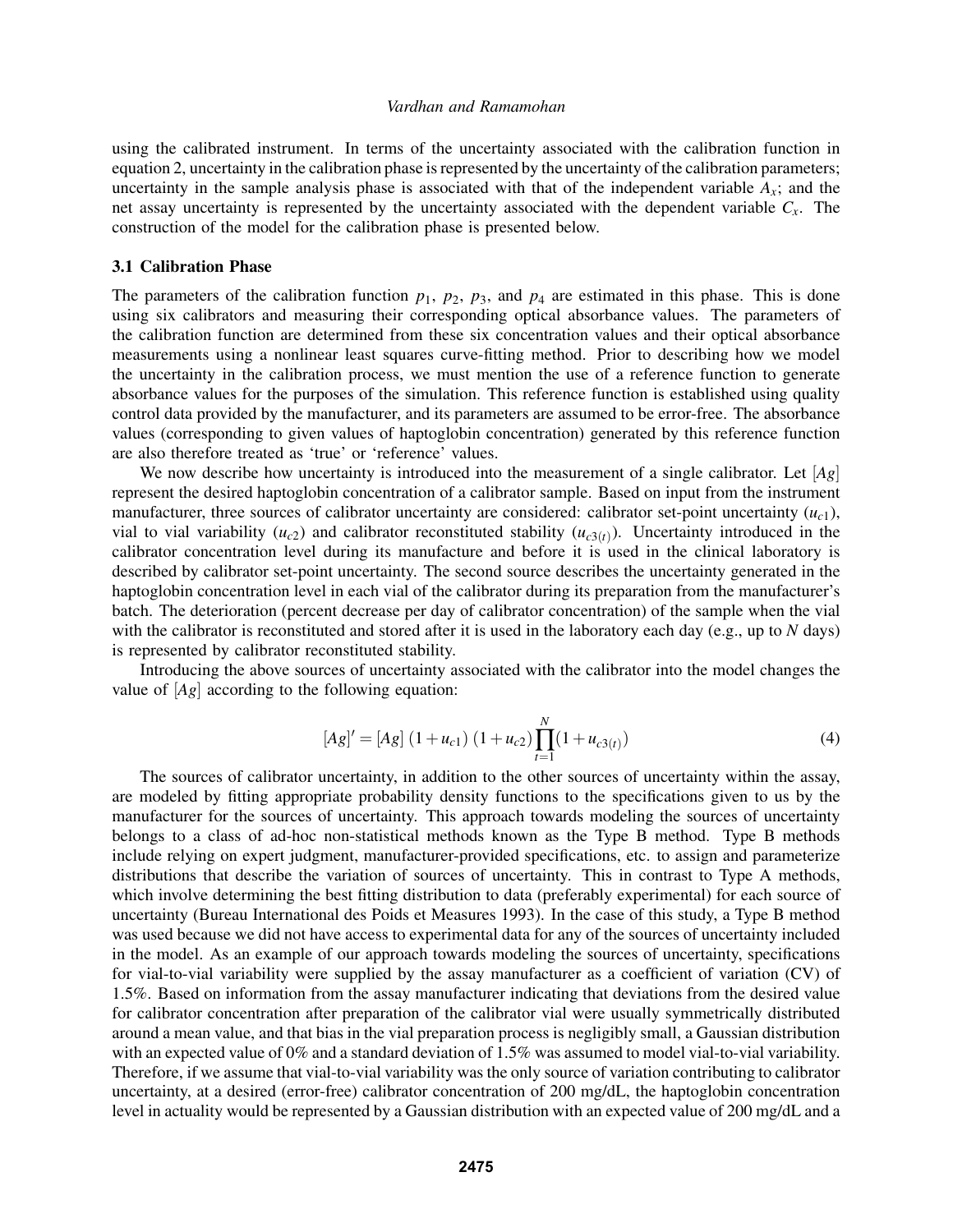using the calibrated instrument. In terms of the uncertainty associated with the calibration function in equation 2, uncertainty in the calibration phase is represented by the uncertainty of the calibration parameters; uncertainty in the sample analysis phase is associated with that of the independent variable $A_x$; and the net assay uncertainty is represented by the uncertainty associated with the dependent variable $C_x$. The construction of the model for the calibration phase is presented below.

### 3.1 Calibration Phase

The parameters of the calibration function $p_1$, $p_2$, $p_3$, and $p_4$ are estimated in this phase. This is done using six calibrators and measuring their corresponding optical absorbance values. The parameters of the calibration function are determined from these six concentration values and their optical absorbance measurements using a nonlinear least squares curve-fitting method. Prior to describing how we model the uncertainty in the calibration process, we must mention the use of a reference function to generate absorbance values for the purposes of the simulation. This reference function is established using quality control data provided by the manufacturer, and its parameters are assumed to be error-free. The absorbance values (corresponding to given values of haptoglobin concentration) generated by this reference function are also therefore treated as 'true' or 'reference' values.

We now describe how uncertainty is introduced into the measurement of a single calibrator. Let $[Ag]$ represent the desired haptoglobin concentration of a calibrator sample. Based on input from the instrument manufacturer, three sources of calibrator uncertainty are considered: calibrator set-point uncertainty ($u_{c1}$), vial to vial variability ($u_{c2}$) and calibrator reconstituted stability ($u_{c3(t)}$). Uncertainty introduced in the calibrator concentration level during its manufacture and before it is used in the clinical laboratory is described by calibrator set-point uncertainty. The second source describes the uncertainty generated in the haptoglobin concentration level in each vial of the calibrator during its preparation from the manufacturer's batch. The deterioration (percent decrease per day of calibrator concentration) of the sample when the vial with the calibrator is reconstituted and stored after it is used in the laboratory each day (e.g., up to $N$ days) is represented by calibrator reconstituted stability.

Introducing the above sources of uncertainty associated with the calibrator into the model changes the value of $[Ag]$ according to the following equation:

$$[Ag]' = [Ag]\,(1+u_{c1})\,(1+u_{c2})\prod_{t=1}^{N}(1+u_{c3(t)}) \tag{4}$$

The sources of calibrator uncertainty, in addition to the other sources of uncertainty within the assay, are modeled by fitting appropriate probability density functions to the specifications given to us by the manufacturer for the sources of uncertainty. This approach towards modeling the sources of uncertainty belongs to a class of ad-hoc non-statistical methods known as the Type B method. Type B methods include relying on expert judgment, manufacturer-provided specifications, etc. to assign and parameterize distributions that describe the variation of sources of uncertainty. This in contrast to Type A methods, which involve determining the best fitting distribution to data (preferably experimental) for each source of uncertainty (Bureau International des Poids et Measures 1993). In the case of this study, a Type B method was used because we did not have access to experimental data for any of the sources of uncertainty included in the model. As an example of our approach towards modeling the sources of uncertainty, specifications for vial-to-vial variability were supplied by the assay manufacturer as a coefficient of variation (CV) of 1.5%. Based on information from the assay manufacturer indicating that deviations from the desired value for calibrator concentration after preparation of the calibrator vial were usually symmetrically distributed around a mean value, and that bias in the vial preparation process is negligibly small, a Gaussian distribution with an expected value of 0% and a standard deviation of 1.5% was assumed to model vial-to-vial variability. Therefore, if we assume that vial-to-vial variability was the only source of variation contributing to calibrator uncertainty, at a desired (error-free) calibrator concentration of 200 mg/dL, the haptoglobin concentration level in actuality would be represented by a Gaussian distribution with an expected value of 200 mg/dL and a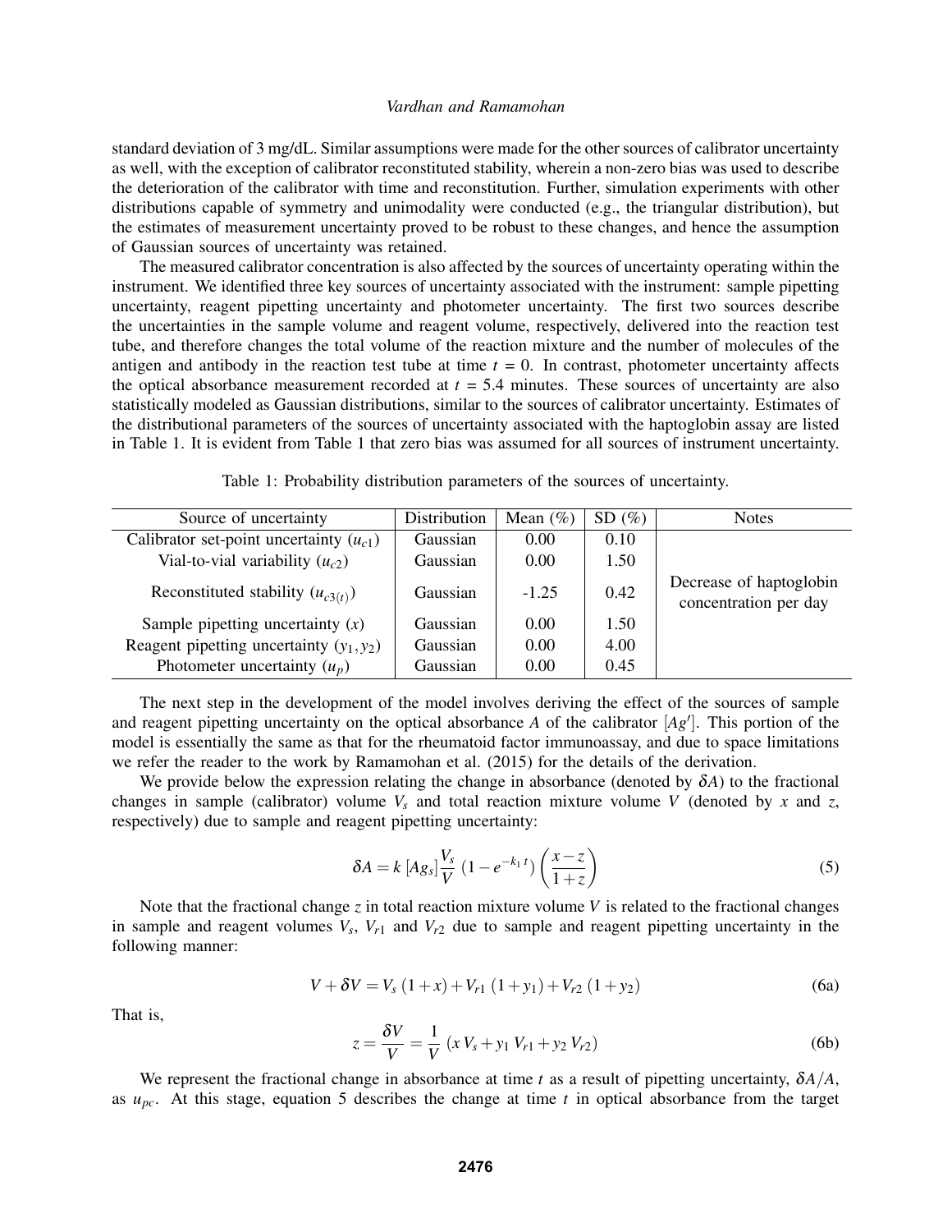standard deviation of 3 mg/dL. Similar assumptions were made for the other sources of calibrator uncertainty as well, with the exception of calibrator reconstituted stability, wherein a non-zero bias was used to describe the deterioration of the calibrator with time and reconstitution. Further, simulation experiments with other distributions capable of symmetry and unimodality were conducted (e.g., the triangular distribution), but the estimates of measurement uncertainty proved to be robust to these changes, and hence the assumption of Gaussian sources of uncertainty was retained.

The measured calibrator concentration is also affected by the sources of uncertainty operating within the instrument. We identified three key sources of uncertainty associated with the instrument: sample pipetting uncertainty, reagent pipetting uncertainty and photometer uncertainty. The first two sources describe the uncertainties in the sample volume and reagent volume, respectively, delivered into the reaction test tube, and therefore changes the total volume of the reaction mixture and the number of molecules of the antigen and antibody in the reaction test tube at time $t$ = 0. In contrast, photometer uncertainty affects the optical absorbance measurement recorded at $t$ = 5.4 minutes. These sources of uncertainty are also statistically modeled as Gaussian distributions, similar to the sources of calibrator uncertainty. Estimates of the distributional parameters of the sources of uncertainty associated with the haptoglobin assay are listed in Table 1. It is evident from Table 1 that zero bias was assumed for all sources of instrument uncertainty.

Table 1: Probability distribution parameters of the sources of uncertainty.

| Source of uncertainty | Distribution | Mean (%) | SD (%) | Notes |
|---|---|---|---|---|
| Calibrator set-point uncertainty ($u_{c1}$) | Gaussian | 0.00 | 0.10 | |
| Vial-to-vial variability ($u_{c2}$) | Gaussian | 0.00 | 1.50 | |
| Reconstituted stability ($u_{c3(t)}$) | Gaussian | -1.25 | 0.42 | Decrease of haptoglobin concentration per day |
| Sample pipetting uncertainty ($x$) | Gaussian | 0.00 | 1.50 | |
| Reagent pipetting uncertainty ($y_1, y_2$) | Gaussian | 0.00 | 4.00 | |
| Photometer uncertainty ($u_p$) | Gaussian | 0.00 | 0.45 | |

The next step in the development of the model involves deriving the effect of the sources of sample and reagent pipetting uncertainty on the optical absorbance $A$ of the calibrator $[Ag']$. This portion of the model is essentially the same as that for the rheumatoid factor immunoassay, and due to space limitations we refer the reader to the work by Ramamohan et al. (2015) for the details of the derivation.

We provide below the expression relating the change in absorbance (denoted by $\delta A$) to the fractional changes in sample (calibrator) volume $V_s$ and total reaction mixture volume $V$ (denoted by $x$ and $z$, respectively) due to sample and reagent pipetting uncertainty:

$$\delta A = k\,[Ag_s]\frac{V_s}{V}\,(1-e^{-k_1\,t})\left(\frac{x-z}{1+z}\right) \tag{5}$$

Note that the fractional change $z$ in total reaction mixture volume $V$ is related to the fractional changes in sample and reagent volumes $V_s$, $V_{r1}$ and $V_{r2}$ due to sample and reagent pipetting uncertainty in the following manner:

$$V + \delta V = V_s\,(1+x) + V_{r1}\,(1+y_1) + V_{r2}\,(1+y_2) \tag{6a}$$

That is,

$$z = \frac{\delta V}{V} = \frac{1}{V}\,(x\,V_s + y_1\,V_{r1} + y_2\,V_{r2}) \tag{6b}$$

We represent the fractional change in absorbance at time $t$ as a result of pipetting uncertainty, $\delta A/A$, as $u_{pc}$. At this stage, equation 5 describes the change at time $t$ in optical absorbance from the target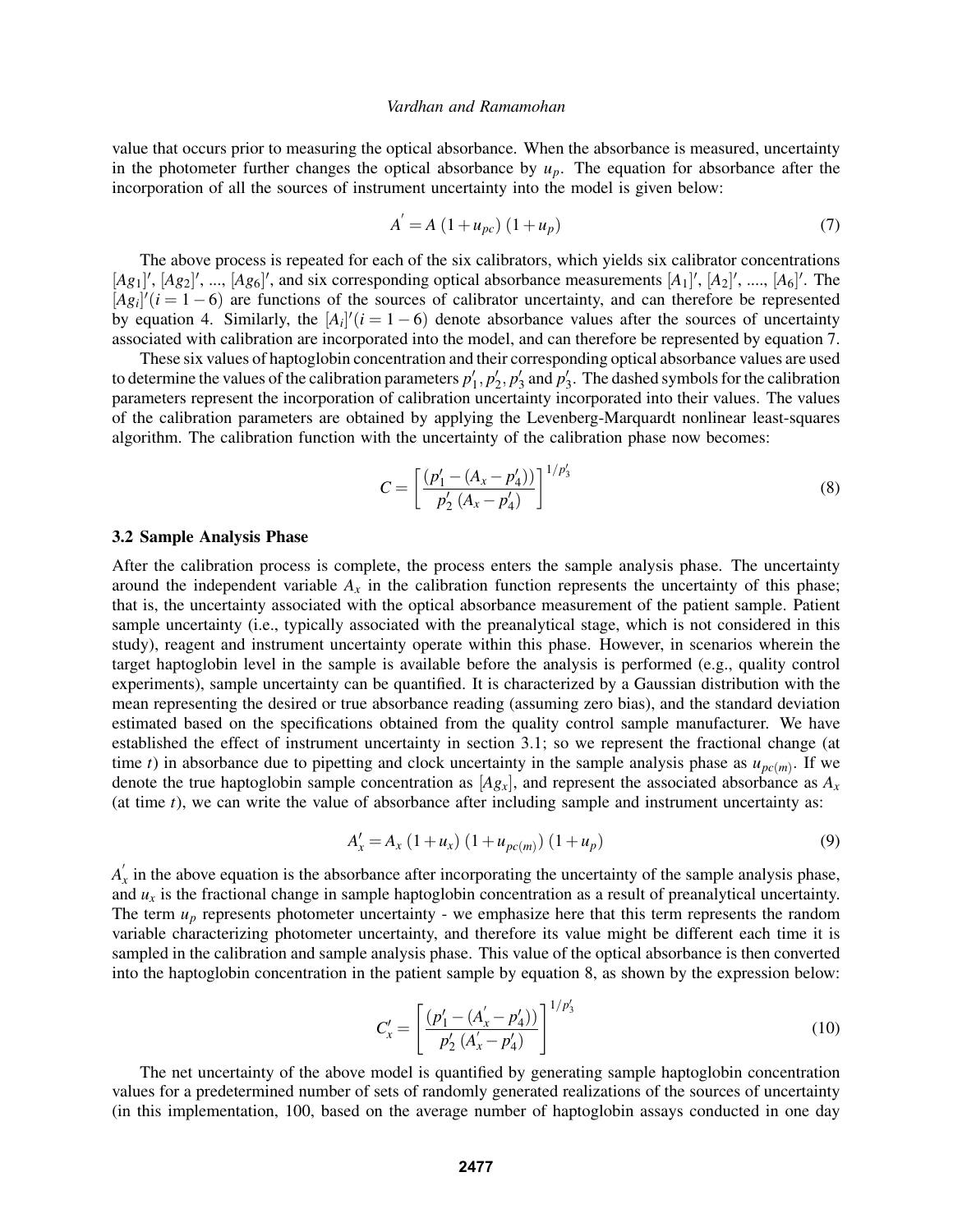value that occurs prior to measuring the optical absorbance. When the absorbance is measured, uncertainty in the photometer further changes the optical absorbance by $u_p$. The equation for absorbance after the incorporation of all the sources of instrument uncertainty into the model is given below:

$$A^{'} = A\,(1+u_{pc})\,(1+u_p) \tag{7}$$

The above process is repeated for each of the six calibrators, which yields six calibrator concentrations $[Ag_1]'$, $[Ag_2]'$, ..., $[Ag_6]'$, and six corresponding optical absorbance measurements $[A_1]'$, $[A_2]'$, ...., $[A_6]'$. The $[Ag_i]'(i = 1-6)$ are functions of the sources of calibrator uncertainty, and can therefore be represented by equation 4. Similarly, the $[A_i]'(i = 1-6)$ denote absorbance values after the sources of uncertainty associated with calibration are incorporated into the model, and can therefore be represented by equation 7.

These six values of haptoglobin concentration and their corresponding optical absorbance values are used to determine the values of the calibration parameters $p_1', p_2', p_3'$ and $p_3'$. The dashed symbols for the calibration parameters represent the incorporation of calibration uncertainty incorporated into their values. The values of the calibration parameters are obtained by applying the Levenberg-Marquardt nonlinear least-squares algorithm. The calibration function with the uncertainty of the calibration phase now becomes:

$$C = \left[\frac{(p_1' - (A_x - p_4'))}{p_2'\,(A_x - p_4')}\right]^{1/p_3'} \tag{8}$$

### 3.2 Sample Analysis Phase

After the calibration process is complete, the process enters the sample analysis phase. The uncertainty around the independent variable $A_x$ in the calibration function represents the uncertainty of this phase; that is, the uncertainty associated with the optical absorbance measurement of the patient sample. Patient sample uncertainty (i.e., typically associated with the preanalytical stage, which is not considered in this study), reagent and instrument uncertainty operate within this phase. However, in scenarios wherein the target haptoglobin level in the sample is available before the analysis is performed (e.g., quality control experiments), sample uncertainty can be quantified. It is characterized by a Gaussian distribution with the mean representing the desired or true absorbance reading (assuming zero bias), and the standard deviation estimated based on the specifications obtained from the quality control sample manufacturer. We have established the effect of instrument uncertainty in section 3.1; so we represent the fractional change (at time $t$) in absorbance due to pipetting and clock uncertainty in the sample analysis phase as $u_{pc(m)}$. If we denote the true haptoglobin sample concentration as $[Ag_x]$, and represent the associated absorbance as $A_x$ (at time $t$), we can write the value of absorbance after including sample and instrument uncertainty as:

$$A_x' = A_x\,(1+u_x)\,(1+u_{pc(m)})\,(1+u_p) \tag{9}$$

$A_x^{'}$ in the above equation is the absorbance after incorporating the uncertainty of the sample analysis phase, and $u_x$ is the fractional change in sample haptoglobin concentration as a result of preanalytical uncertainty. The term $u_p$ represents photometer uncertainty - we emphasize here that this term represents the random variable characterizing photometer uncertainty, and therefore its value might be different each time it is sampled in the calibration and sample analysis phase. This value of the optical absorbance is then converted into the haptoglobin concentration in the patient sample by equation 8, as shown by the expression below:

$$C_x' = \left[\frac{(p_1' - (A_x^{'} - p_4'))}{p_2'\,(A_x^{'} - p_4')}\right]^{1/p_3'} \tag{10}$$

The net uncertainty of the above model is quantified by generating sample haptoglobin concentration values for a predetermined number of sets of randomly generated realizations of the sources of uncertainty (in this implementation, 100, based on the average number of haptoglobin assays conducted in one day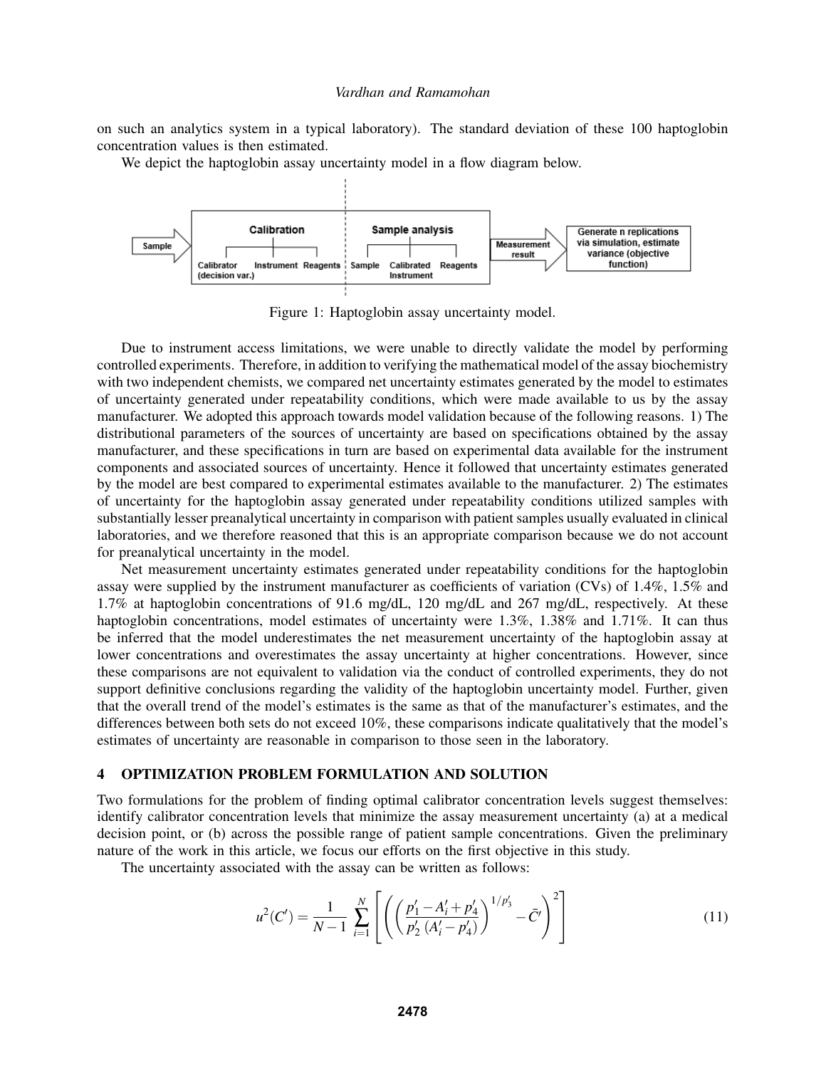on such an analytics system in a typical laboratory). The standard deviation of these 100 haptoglobin concentration values is then estimated.

We depict the haptoglobin assay uncertainty model in a flow diagram below.

Figure 1: Haptoglobin assay uncertainty model.

Due to instrument access limitations, we were unable to directly validate the model by performing controlled experiments. Therefore, in addition to verifying the mathematical model of the assay biochemistry with two independent chemists, we compared net uncertainty estimates generated by the model to estimates of uncertainty generated under repeatability conditions, which were made available to us by the assay manufacturer. We adopted this approach towards model validation because of the following reasons. 1) The distributional parameters of the sources of uncertainty are based on specifications obtained by the assay manufacturer, and these specifications in turn are based on experimental data available for the instrument components and associated sources of uncertainty. Hence it followed that uncertainty estimates generated by the model are best compared to experimental estimates available to the manufacturer. 2) The estimates of uncertainty for the haptoglobin assay generated under repeatability conditions utilized samples with substantially lesser preanalytical uncertainty in comparison with patient samples usually evaluated in clinical laboratories, and we therefore reasoned that this is an appropriate comparison because we do not account for preanalytical uncertainty in the model.

Net measurement uncertainty estimates generated under repeatability conditions for the haptoglobin assay were supplied by the instrument manufacturer as coefficients of variation (CVs) of 1.4%, 1.5% and 1.7% at haptoglobin concentrations of 91.6 mg/dL, 120 mg/dL and 267 mg/dL, respectively. At these haptoglobin concentrations, model estimates of uncertainty were 1.3%, 1.38% and 1.71%. It can thus be inferred that the model underestimates the net measurement uncertainty of the haptoglobin assay at lower concentrations and overestimates the assay uncertainty at higher concentrations. However, since these comparisons are not equivalent to validation via the conduct of controlled experiments, they do not support definitive conclusions regarding the validity of the haptoglobin uncertainty model. Further, given that the overall trend of the model's estimates is the same as that of the manufacturer's estimates, and the differences between both sets do not exceed 10%, these comparisons indicate qualitatively that the model's estimates of uncertainty are reasonable in comparison to those seen in the laboratory.

## 4 OPTIMIZATION PROBLEM FORMULATION AND SOLUTION

Two formulations for the problem of finding optimal calibrator concentration levels suggest themselves: identify calibrator concentration levels that minimize the assay measurement uncertainty (a) at a medical decision point, or (b) across the possible range of patient sample concentrations. Given the preliminary nature of the work in this article, we focus our efforts on the first objective in this study.

The uncertainty associated with the assay can be written as follows:

$$u^2(C') = \frac{1}{N-1} \sum_{i=1}^{N} \left[ \left( \left( \frac{p'_1 - A'_i + p'_4}{p'_2 \, (A'_i - p'_4)} \right)^{1/p'_3} - \bar{C}' \right)^2 \right] \tag{11}$$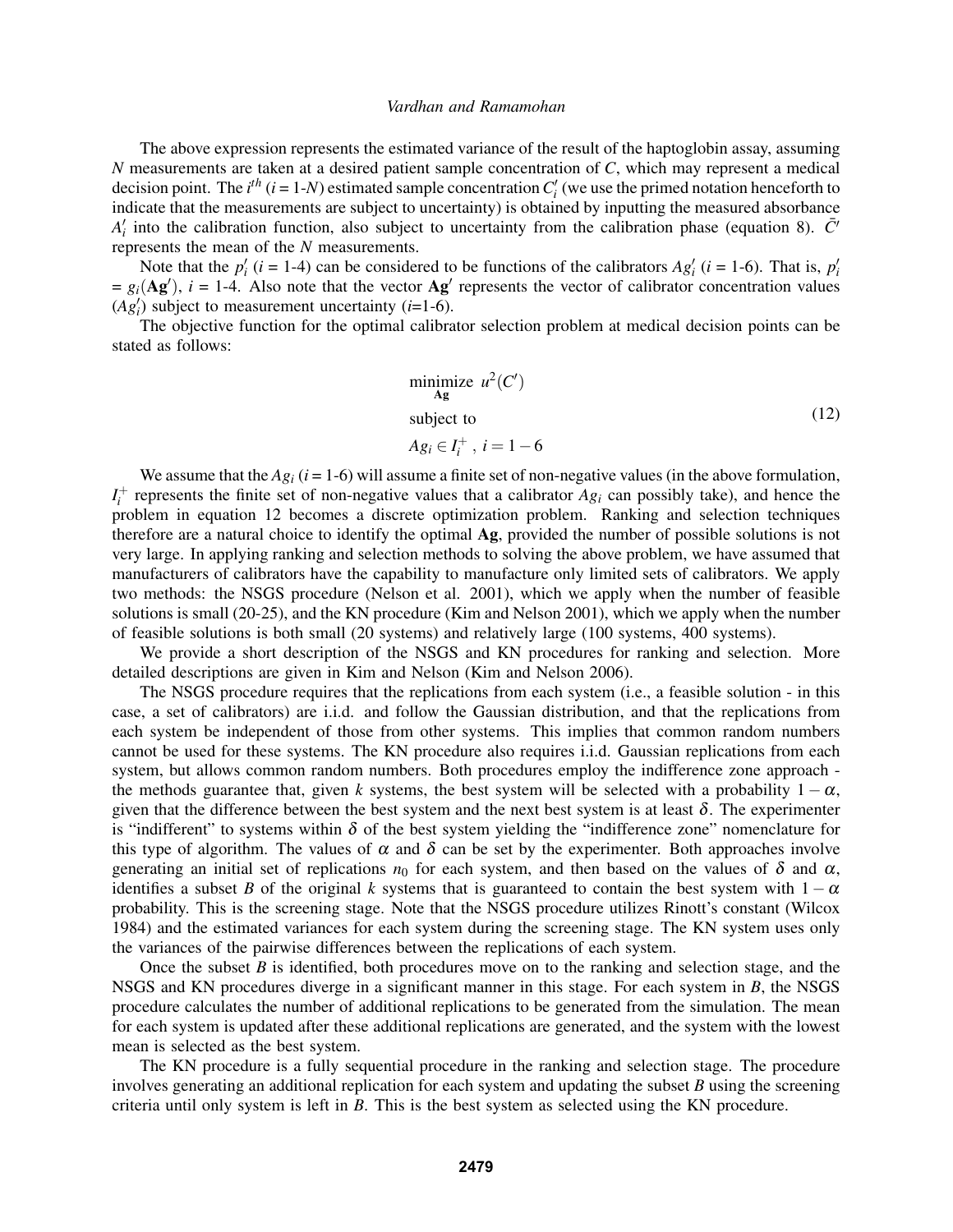The above expression represents the estimated variance of the result of the haptoglobin assay, assuming $N$ measurements are taken at a desired patient sample concentration of $C$, which may represent a medical decision point. The $i^{th}$ ($i$ = 1-$N$) estimated sample concentration $C'_i$ (we use the primed notation henceforth to indicate that the measurements are subject to uncertainty) is obtained by inputting the measured absorbance $A'_i$ into the calibration function, also subject to uncertainty from the calibration phase (equation 8). $\bar{C}'$ represents the mean of the $N$ measurements.

Note that the $p'_i$ ($i$ = 1-4) can be considered to be functions of the calibrators $Ag'_i$ ($i$ = 1-6). That is, $p'_i = g_i(\mathbf{Ag}')$, $i$ = 1-4. Also note that the vector $\mathbf{Ag}'$ represents the vector of calibrator concentration values ($Ag'_i$) subject to measurement uncertainty ($i$=1-6).

The objective function for the optimal calibrator selection problem at medical decision points can be stated as follows:

$$
\begin{aligned}
&\underset{\mathbf{Ag}}{\text{minimize}} \;\; u^2(C') \\
&\text{subject to} \\
&Ag_i \in I_i^+ \;,\; i = 1-6
\end{aligned}
\tag{12}
$$

We assume that the $Ag_i$ ($i$ = 1-6) will assume a finite set of non-negative values (in the above formulation, $I_i^+$ represents the finite set of non-negative values that a calibrator $Ag_i$ can possibly take), and hence the problem in equation 12 becomes a discrete optimization problem. Ranking and selection techniques therefore are a natural choice to identify the optimal $\mathbf{Ag}$, provided the number of possible solutions is not very large. In applying ranking and selection methods to solving the above problem, we have assumed that manufacturers of calibrators have the capability to manufacture only limited sets of calibrators. We apply two methods: the NSGS procedure (Nelson et al. 2001), which we apply when the number of feasible solutions is small (20-25), and the KN procedure (Kim and Nelson 2001), which we apply when the number of feasible solutions is both small (20 systems) and relatively large (100 systems, 400 systems).

We provide a short description of the NSGS and KN procedures for ranking and selection. More detailed descriptions are given in Kim and Nelson (Kim and Nelson 2006).

The NSGS procedure requires that the replications from each system (i.e., a feasible solution - in this case, a set of calibrators) are i.i.d. and follow the Gaussian distribution, and that the replications from each system be independent of those from other systems. This implies that common random numbers cannot be used for these systems. The KN procedure also requires i.i.d. Gaussian replications from each system, but allows common random numbers. Both procedures employ the indifference zone approach - the methods guarantee that, given $k$ systems, the best system will be selected with a probability $1-\alpha$, given that the difference between the best system and the next best system is at least $\delta$. The experimenter is "indifferent" to systems within $\delta$ of the best system yielding the "indifference zone" nomenclature for this type of algorithm. The values of $\alpha$ and $\delta$ can be set by the experimenter. Both approaches involve generating an initial set of replications $n_0$ for each system, and then based on the values of $\delta$ and $\alpha$, identifies a subset $B$ of the original $k$ systems that is guaranteed to contain the best system with $1-\alpha$ probability. This is the screening stage. Note that the NSGS procedure utilizes Rinott's constant (Wilcox 1984) and the estimated variances for each system during the screening stage. The KN system uses only the variances of the pairwise differences between the replications of each system.

Once the subset $B$ is identified, both procedures move on to the ranking and selection stage, and the NSGS and KN procedures diverge in a significant manner in this stage. For each system in $B$, the NSGS procedure calculates the number of additional replications to be generated from the simulation. The mean for each system is updated after these additional replications are generated, and the system with the lowest mean is selected as the best system.

The KN procedure is a fully sequential procedure in the ranking and selection stage. The procedure involves generating an additional replication for each system and updating the subset $B$ using the screening criteria until only system is left in $B$. This is the best system as selected using the KN procedure.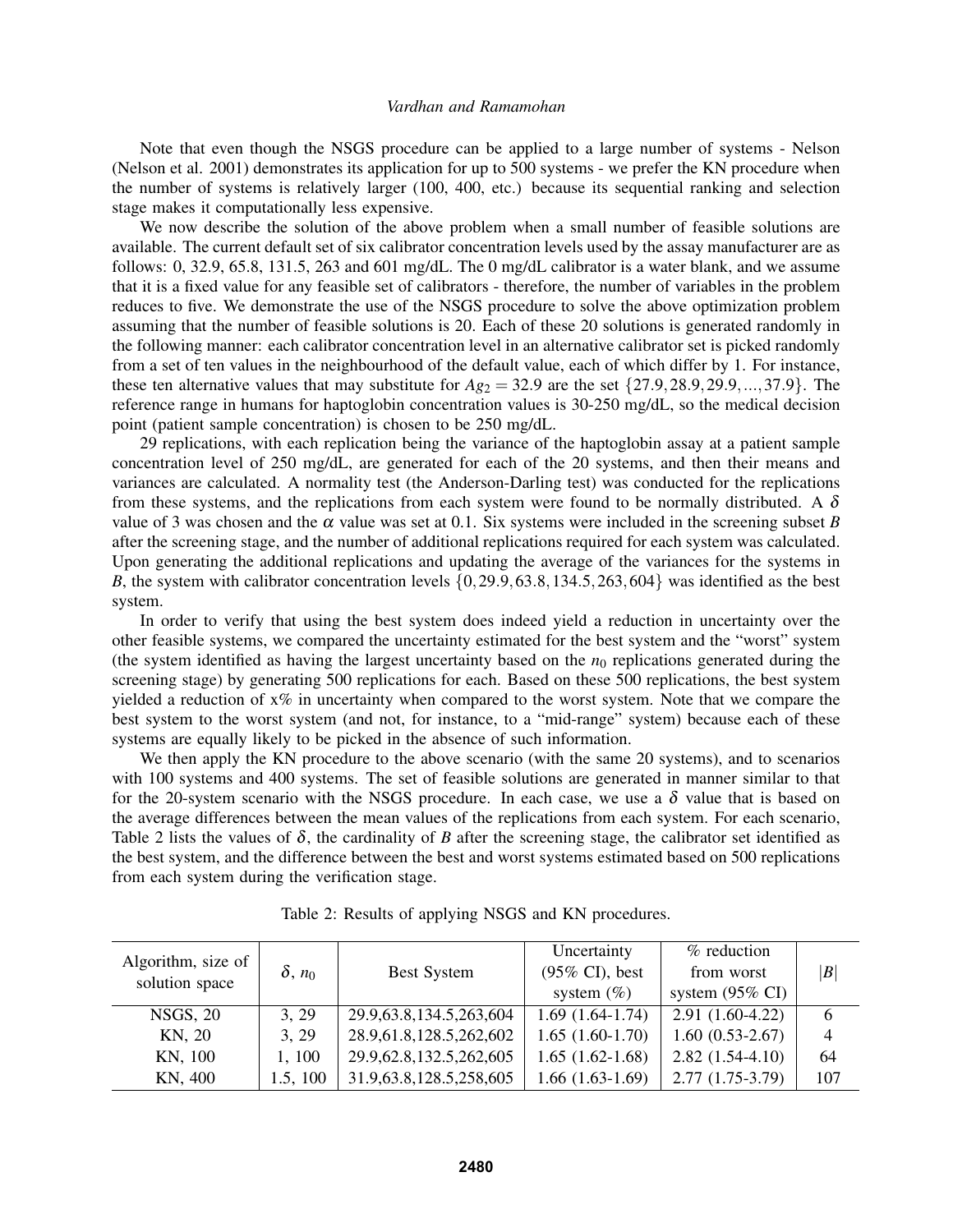Note that even though the NSGS procedure can be applied to a large number of systems - Nelson (Nelson et al. 2001) demonstrates its application for up to 500 systems - we prefer the KN procedure when the number of systems is relatively larger (100, 400, etc.) because its sequential ranking and selection stage makes it computationally less expensive.

We now describe the solution of the above problem when a small number of feasible solutions are available. The current default set of six calibrator concentration levels used by the assay manufacturer are as follows: 0, 32.9, 65.8, 131.5, 263 and 601 mg/dL. The 0 mg/dL calibrator is a water blank, and we assume that it is a fixed value for any feasible set of calibrators - therefore, the number of variables in the problem reduces to five. We demonstrate the use of the NSGS procedure to solve the above optimization problem assuming that the number of feasible solutions is 20. Each of these 20 solutions is generated randomly in the following manner: each calibrator concentration level in an alternative calibrator set is picked randomly from a set of ten values in the neighbourhood of the default value, each of which differ by 1. For instance, these ten alternative values that may substitute for $Ag_2 = 32.9$ are the set $\{27.9, 28.9, 29.9, ..., 37.9\}$. The reference range in humans for haptoglobin concentration values is 30-250 mg/dL, so the medical decision point (patient sample concentration) is chosen to be 250 mg/dL.

29 replications, with each replication being the variance of the haptoglobin assay at a patient sample concentration level of 250 mg/dL, are generated for each of the 20 systems, and then their means and variances are calculated. A normality test (the Anderson-Darling test) was conducted for the replications from these systems, and the replications from each system were found to be normally distributed. A $\delta$ value of 3 was chosen and the $\alpha$ value was set at 0.1. Six systems were included in the screening subset $B$ after the screening stage, and the number of additional replications required for each system was calculated. Upon generating the additional replications and updating the average of the variances for the systems in $B$, the system with calibrator concentration levels $\{0, 29.9, 63.8, 134.5, 263, 604\}$ was identified as the best system.

In order to verify that using the best system does indeed yield a reduction in uncertainty over the other feasible systems, we compared the uncertainty estimated for the best system and the "worst" system (the system identified as having the largest uncertainty based on the $n_0$ replications generated during the screening stage) by generating 500 replications for each. Based on these 500 replications, the best system yielded a reduction of x% in uncertainty when compared to the worst system. Note that we compare the best system to the worst system (and not, for instance, to a "mid-range" system) because each of these systems are equally likely to be picked in the absence of such information.

We then apply the KN procedure to the above scenario (with the same 20 systems), and to scenarios with 100 systems and 400 systems. The set of feasible solutions are generated in manner similar to that for the 20-system scenario with the NSGS procedure. In each case, we use a $\delta$ value that is based on the average differences between the mean values of the replications from each system. For each scenario, Table 2 lists the values of $\delta$, the cardinality of $B$ after the screening stage, the calibrator set identified as the best system, and the difference between the best and worst systems estimated based on 500 replications from each system during the verification stage.

Table 2: Results of applying NSGS and KN procedures.

| Algorithm, size of solution space | $\delta$, $n_0$ | Best System | Uncertainty (95% CI), best system (%) | % reduction from worst system (95% CI) | $\|B\|$ |
|---|---|---|---|---|---|
| NSGS, 20 | 3, 29 | 29.9,63.8,134.5,263,604 | 1.69 (1.64-1.74) | 2.91 (1.60-4.22) | 6 |
| KN, 20 | 3, 29 | 28.9,61.8,128.5,262,602 | 1.65 (1.60-1.70) | 1.60 (0.53-2.67) | 4 |
| KN, 100 | 1, 100 | 29.9,62.8,132.5,262,605 | 1.65 (1.62-1.68) | 2.82 (1.54-4.10) | 64 |
| KN, 400 | 1.5, 100 | 31.9,63.8,128.5,258,605 | 1.66 (1.63-1.69) | 2.77 (1.75-3.79) | 107 |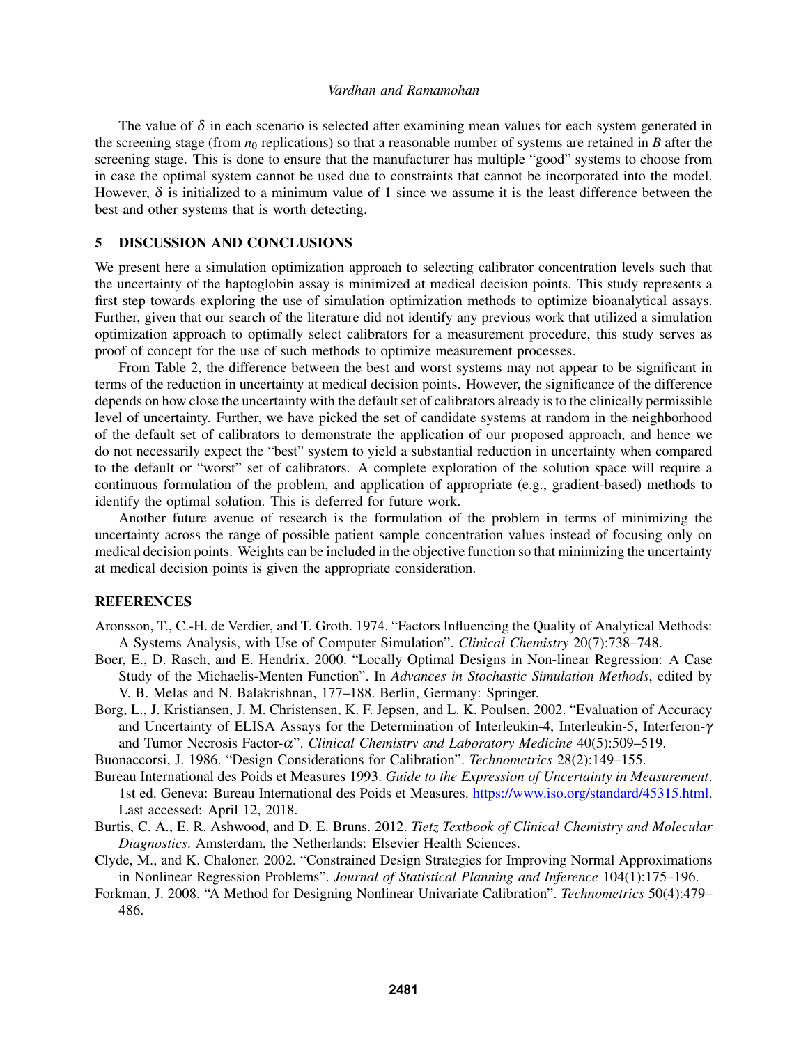The value of $\delta$ in each scenario is selected after examining mean values for each system generated in the screening stage (from $n_0$ replications) so that a reasonable number of systems are retained in $B$ after the screening stage. This is done to ensure that the manufacturer has multiple "good" systems to choose from in case the optimal system cannot be used due to constraints that cannot be incorporated into the model. However, $\delta$ is initialized to a minimum value of 1 since we assume it is the least difference between the best and other systems that is worth detecting.

## 5 DISCUSSION AND CONCLUSIONS

We present here a simulation optimization approach to selecting calibrator concentration levels such that the uncertainty of the haptoglobin assay is minimized at medical decision points. This study represents a first step towards exploring the use of simulation optimization methods to optimize bioanalytical assays. Further, given that our search of the literature did not identify any previous work that utilized a simulation optimization approach to optimally select calibrators for a measurement procedure, this study serves as proof of concept for the use of such methods to optimize measurement processes.

From Table 2, the difference between the best and worst systems may not appear to be significant in terms of the reduction in uncertainty at medical decision points. However, the significance of the difference depends on how close the uncertainty with the default set of calibrators already is to the clinically permissible level of uncertainty. Further, we have picked the set of candidate systems at random in the neighborhood of the default set of calibrators to demonstrate the application of our proposed approach, and hence we do not necessarily expect the "best" system to yield a substantial reduction in uncertainty when compared to the default or "worst" set of calibrators. A complete exploration of the solution space will require a continuous formulation of the problem, and application of appropriate (e.g., gradient-based) methods to identify the optimal solution. This is deferred for future work.

Another future avenue of research is the formulation of the problem in terms of minimizing the uncertainty across the range of possible patient sample concentration values instead of focusing only on medical decision points. Weights can be included in the objective function so that minimizing the uncertainty at medical decision points is given the appropriate consideration.

## REFERENCES

Aronsson, T., C.-H. de Verdier, and T. Groth. 1974. "Factors Influencing the Quality of Analytical Methods: A Systems Analysis, with Use of Computer Simulation". *Clinical Chemistry* 20(7):738–748.

Boer, E., D. Rasch, and E. Hendrix. 2000. "Locally Optimal Designs in Non-linear Regression: A Case Study of the Michaelis-Menten Function". In *Advances in Stochastic Simulation Methods*, edited by V. B. Melas and N. Balakrishnan, 177–188. Berlin, Germany: Springer.

Borg, L., J. Kristiansen, J. M. Christensen, K. F. Jepsen, and L. K. Poulsen. 2002. "Evaluation of Accuracy and Uncertainty of ELISA Assays for the Determination of Interleukin-4, Interleukin-5, Interferon-$\gamma$ and Tumor Necrosis Factor-$\alpha$". *Clinical Chemistry and Laboratory Medicine* 40(5):509–519.

Buonaccorsi, J. 1986. "Design Considerations for Calibration". *Technometrics* 28(2):149–155.

Bureau International des Poids et Measures 1993. *Guide to the Expression of Uncertainty in Measurement*. 1st ed. Geneva: Bureau International des Poids et Measures. https://www.iso.org/standard/45315.html. Last accessed: April 12, 2018.

Burtis, C. A., E. R. Ashwood, and D. E. Bruns. 2012. *Tietz Textbook of Clinical Chemistry and Molecular Diagnostics*. Amsterdam, the Netherlands: Elsevier Health Sciences.

Clyde, M., and K. Chaloner. 2002. "Constrained Design Strategies for Improving Normal Approximations in Nonlinear Regression Problems". *Journal of Statistical Planning and Inference* 104(1):175–196.

Forkman, J. 2008. "A Method for Designing Nonlinear Univariate Calibration". *Technometrics* 50(4):479–486.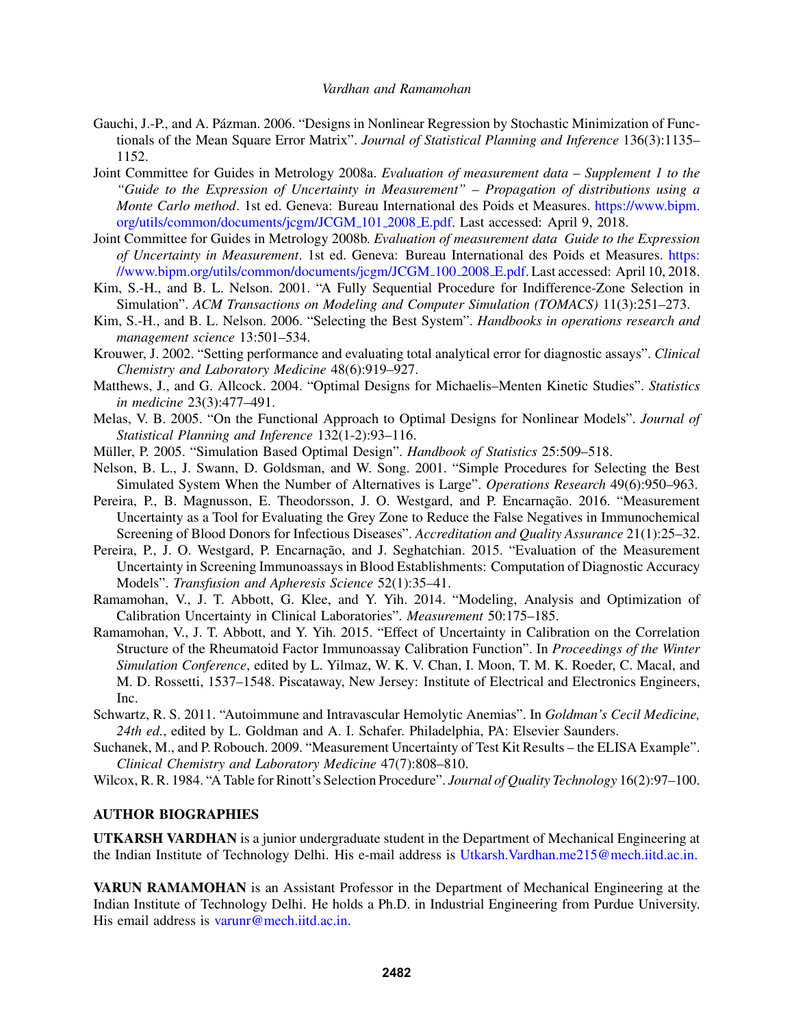Gauchi, J.-P., and A. Pázman. 2006. "Designs in Nonlinear Regression by Stochastic Minimization of Functionals of the Mean Square Error Matrix". *Journal of Statistical Planning and Inference* 136(3):1135–1152.

Joint Committee for Guides in Metrology 2008a. *Evaluation of measurement data – Supplement 1 to the "Guide to the Expression of Uncertainty in Measurement" – Propagation of distributions using a Monte Carlo method*. 1st ed. Geneva: Bureau International des Poids et Measures. https://www.bipm.org/utils/common/documents/jcgm/JCGM_101_2008_E.pdf. Last accessed: April 9, 2018.

Joint Committee for Guides in Metrology 2008b. *Evaluation of measurement data Guide to the Expression of Uncertainty in Measurement*. 1st ed. Geneva: Bureau International des Poids et Measures. https://www.bipm.org/utils/common/documents/jcgm/JCGM_100_2008_E.pdf. Last accessed: April 10, 2018.

Kim, S.-H., and B. L. Nelson. 2001. "A Fully Sequential Procedure for Indifference-Zone Selection in Simulation". *ACM Transactions on Modeling and Computer Simulation (TOMACS)* 11(3):251–273.

Kim, S.-H., and B. L. Nelson. 2006. "Selecting the Best System". *Handbooks in operations research and management science* 13:501–534.

Krouwer, J. 2002. "Setting performance and evaluating total analytical error for diagnostic assays". *Clinical Chemistry and Laboratory Medicine* 48(6):919–927.

Matthews, J., and G. Allcock. 2004. "Optimal Designs for Michaelis–Menten Kinetic Studies". *Statistics in medicine* 23(3):477–491.

Melas, V. B. 2005. "On the Functional Approach to Optimal Designs for Nonlinear Models". *Journal of Statistical Planning and Inference* 132(1-2):93–116.

Müller, P. 2005. "Simulation Based Optimal Design". *Handbook of Statistics* 25:509–518.

Nelson, B. L., J. Swann, D. Goldsman, and W. Song. 2001. "Simple Procedures for Selecting the Best Simulated System When the Number of Alternatives is Large". *Operations Research* 49(6):950–963.

Pereira, P., B. Magnusson, E. Theodorsson, J. O. Westgard, and P. Encarnação. 2016. "Measurement Uncertainty as a Tool for Evaluating the Grey Zone to Reduce the False Negatives in Immunochemical Screening of Blood Donors for Infectious Diseases". *Accreditation and Quality Assurance* 21(1):25–32.

Pereira, P., J. O. Westgard, P. Encarnação, and J. Seghatchian. 2015. "Evaluation of the Measurement Uncertainty in Screening Immunoassays in Blood Establishments: Computation of Diagnostic Accuracy Models". *Transfusion and Apheresis Science* 52(1):35–41.

Ramamohan, V., J. T. Abbott, G. Klee, and Y. Yih. 2014. "Modeling, Analysis and Optimization of Calibration Uncertainty in Clinical Laboratories". *Measurement* 50:175–185.

Ramamohan, V., J. T. Abbott, and Y. Yih. 2015. "Effect of Uncertainty in Calibration on the Correlation Structure of the Rheumatoid Factor Immunoassay Calibration Function". In *Proceedings of the Winter Simulation Conference*, edited by L. Yilmaz, W. K. V. Chan, I. Moon, T. M. K. Roeder, C. Macal, and M. D. Rossetti, 1537–1548. Piscataway, New Jersey: Institute of Electrical and Electronics Engineers, Inc.

Schwartz, R. S. 2011. "Autoimmune and Intravascular Hemolytic Anemias". In *Goldman's Cecil Medicine, 24th ed.*, edited by L. Goldman and A. I. Schafer. Philadelphia, PA: Elsevier Saunders.

Suchanek, M., and P. Robouch. 2009. "Measurement Uncertainty of Test Kit Results – the ELISA Example". *Clinical Chemistry and Laboratory Medicine* 47(7):808–810.

Wilcox, R. R. 1984. "A Table for Rinott's Selection Procedure". *Journal of Quality Technology* 16(2):97–100.

## AUTHOR BIOGRAPHIES

**UTKARSH VARDHAN** is a junior undergraduate student in the Department of Mechanical Engineering at the Indian Institute of Technology Delhi. His e-mail address is Utkarsh.Vardhan.me215@mech.iitd.ac.in.

**VARUN RAMAMOHAN** is an Assistant Professor in the Department of Mechanical Engineering at the Indian Institute of Technology Delhi. He holds a Ph.D. in Industrial Engineering from Purdue University. His email address is varunr@mech.iitd.ac.in.